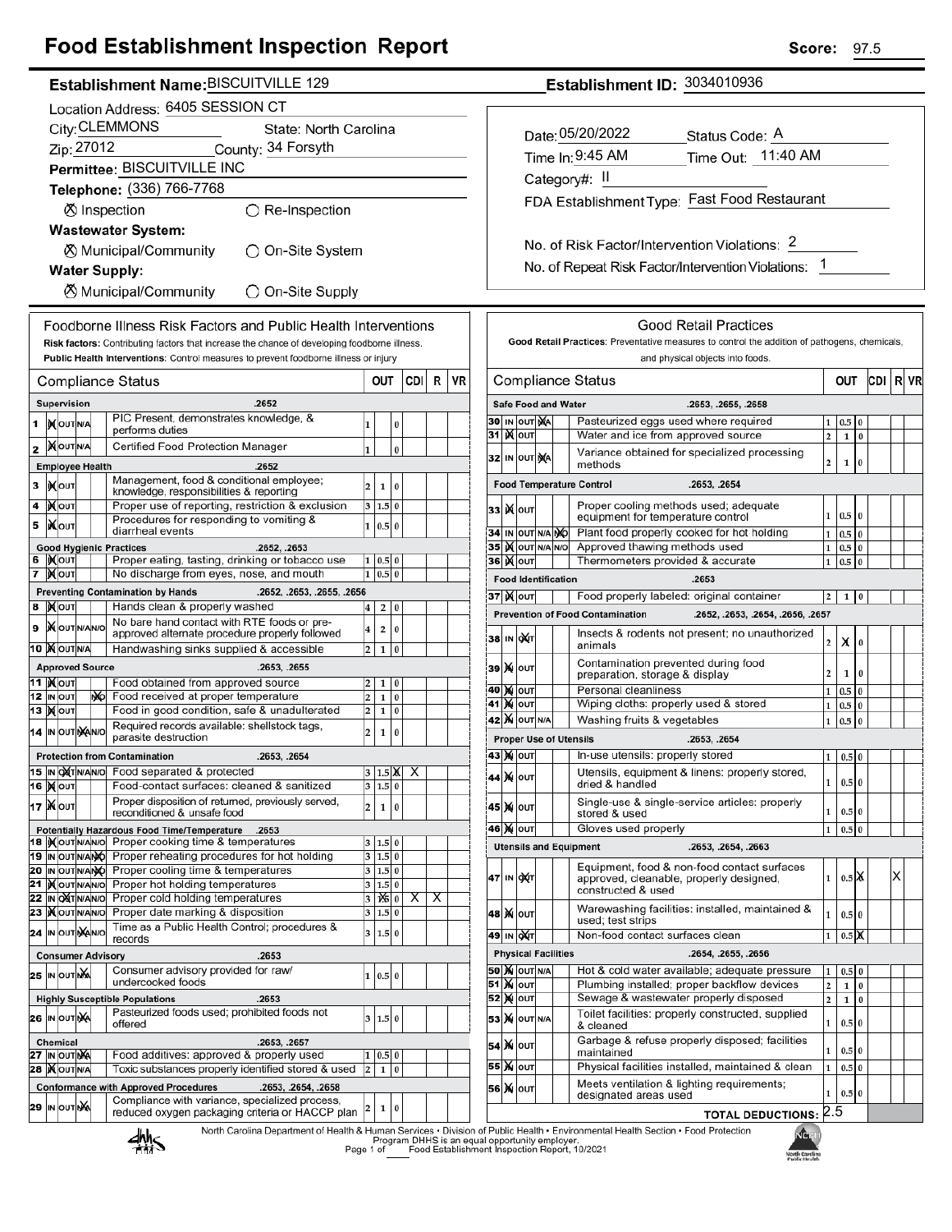# Food Establishment Inspection Report

**Score:** 97.5

**Establishment Name:** BISCUITVILLE 129

**Establishment ID:** 3034010936

Location Address: 6405 SESSION CT

City: CLEMMONS State: North Carolina

Zip: 27012 County: 34 Forsyth

**Permittee:** BISCUITVILLE INC

**Telephone:** (336) 766-7768

⊗ Inspection ○ Re-Inspection

**Wastewater System:**

⊗ Municipal/Community ○ On-Site System

**Water Supply:**

⊗ Municipal/Community ○ On-Site Supply

Date: 05/20/2022 Status Code: A

Time In: 9:45 AM Time Out: 11:40 AM

Category#: II

FDA Establishment Type: Fast Food Restaurant

No. of Risk Factor/Intervention Violations: 2

No. of Repeat Risk Factor/Intervention Violations: 1

## Foodborne Illness Risk Factors and Public Health Interventions

**Risk factors:** Contributing factors that increase the chance of developing foodborne illness.
**Public Health Interventions:** Control measures to prevent foodborne illness or injury

| # | Compliance Status | | OUT | | | CDI | R | VR |
|---|---|---|---|---|---|---|---|---|
| | **Supervision** .2652 | | | | | | | |
| 1 | IN | PIC Present, demonstrates knowledge, & performs duties | 1 | | 0 | | | |
| 2 | IN | Certified Food Protection Manager | 1 | | 0 | | | |
| | **Employee Health** .2652 | | | | | | | |
| 3 | IN | Management, food & conditional employee; knowledge, responsibilities & reporting | 2 | 1 | 0 | | | |
| 4 | IN | Proper use of reporting, restriction & exclusion | 3 | 1.5 | 0 | | | |
| 5 | IN | Procedures for responding to vomiting & diarrheal events | 1 | 0.5 | 0 | | | |
| | **Good Hygienic Practices** .2652, .2653 | | | | | | | |
| 6 | IN | Proper eating, tasting, drinking or tobacco use | 1 | 0.5 | 0 | | | |
| 7 | IN | No discharge from eyes, nose, and mouth | 1 | 0.5 | 0 | | | |
| | **Preventing Contamination by Hands** .2652, .2653, .2655, .2656 | | | | | | | |
| 8 | IN | Hands clean & properly washed | 4 | 2 | 0 | | | |
| 9 | IN | No bare hand contact with RTE foods or pre-approved alternate procedure properly followed | 4 | 2 | 0 | | | |
| 10 | IN | Handwashing sinks supplied & accessible | 2 | 1 | 0 | | | |
| | **Approved Source** .2653, .2655 | | | | | | | |
| 11 | IN | Food obtained from approved source | 2 | 1 | 0 | | | |
| 12 | N/O | Food received at proper temperature | 2 | 1 | 0 | | | |
| 13 | IN | Food in good condition, safe & unadulterated | 2 | 1 | 0 | | | |
| 14 | N/A | Required records available: shellstock tags, parasite destruction | 2 | 1 | 0 | | | |
| | **Protection from Contamination** .2653, .2654 | | | | | | | |
| 15 | OUT | Food separated & protected | 3 | 1.5 | X | X | | |
| 16 | IN | Food-contact surfaces: cleaned & sanitized | 3 | 1.5 | 0 | | | |
| 17 | IN | Proper disposition of returned, previously served, reconditioned & unsafe food | 2 | 1 | 0 | | | |
| | **Potentially Hazardous Food Time/Temperature** .2653 | | | | | | | |
| 18 | IN | Proper cooking time & temperatures | 3 | 1.5 | 0 | | | |
| 19 | N/O | Proper reheating procedures for hot holding | 3 | 1.5 | 0 | | | |
| 20 | N/O | Proper cooling time & temperatures | 3 | 1.5 | 0 | | | |
| 21 | IN | Proper hot holding temperatures | 3 | 1.5 | 0 | | | |
| 22 | OUT | Proper cold holding temperatures | 3 | X | 0 | X | X | |
| 23 | IN | Proper date marking & disposition | 3 | 1.5 | 0 | | | |
| 24 | N/A | Time as a Public Health Control; procedures & records | 3 | 1.5 | 0 | | | |
| | **Consumer Advisory** .2653 | | | | | | | |
| 25 | N/A | Consumer advisory provided for raw/ undercooked foods | 1 | 0.5 | 0 | | | |
| | **Highly Susceptible Populations** .2653 | | | | | | | |
| 26 | N/A | Pasteurized foods used; prohibited foods not offered | 3 | 1.5 | 0 | | | |
| | **Chemical** .2653, .2657 | | | | | | | |
| 27 | N/A | Food additives: approved & properly used | 1 | 0.5 | 0 | | | |
| 28 | IN | Toxic substances properly identified stored & used | 2 | 1 | 0 | | | |
| | **Conformance with Approved Procedures** .2653, .2654, .2658 | | | | | | | |
| 29 | N/A | Compliance with variance, specialized process, reduced oxygen packaging criteria or HACCP plan | 2 | 1 | 0 | | | |

## Good Retail Practices

**Good Retail Practices:** Preventative measures to control the addition of pathogens, chemicals, and physical objects into foods.

| # | Compliance Status | | OUT | | | CDI | R | VR |
|---|---|---|---|---|---|---|---|---|
| | **Safe Food and Water** .2653, .2655, .2658 | | | | | | | |
| 30 | N/A | Pasteurized eggs used where required | 1 | 0.5 | 0 | | | |
| 31 | IN | Water and ice from approved source | 2 | 1 | 0 | | | |
| 32 | N/A | Variance obtained for specialized processing methods | 2 | 1 | 0 | | | |
| | **Food Temperature Control** .2653, .2654 | | | | | | | |
| 33 | IN | Proper cooling methods used; adequate equipment for temperature control | 1 | 0.5 | 0 | | | |
| 34 | N/O | Plant food properly cooked for hot holding | 1 | 0.5 | 0 | | | |
| 35 | IN | Approved thawing methods used | 1 | 0.5 | 0 | | | |
| 36 | IN | Thermometers provided & accurate | 1 | 0.5 | 0 | | | |
| | **Food Identification** .2653 | | | | | | | |
| 37 | IN | Food properly labeled: original container | 2 | 1 | 0 | | | |
| | **Prevention of Food Contamination** .2652, .2653, .2654, .2656, .2657 | | | | | | | |
| 38 | OUT | Insects & rodents not present; no unauthorized animals | 2 | X | 0 | | | |
| 39 | IN | Contamination prevented during food preparation, storage & display | 2 | 1 | 0 | | | |
| 40 | IN | Personal cleanliness | 1 | 0.5 | 0 | | | |
| 41 | IN | Wiping cloths: properly used & stored | 1 | 0.5 | 0 | | | |
| 42 | IN | Washing fruits & vegetables | 1 | 0.5 | 0 | | | |
| | **Proper Use of Utensils** .2653, .2654 | | | | | | | |
| 43 | IN | In-use utensils: properly stored | 1 | 0.5 | 0 | | | |
| 44 | IN | Utensils, equipment & linens: properly stored, dried & handled | 1 | 0.5 | 0 | | | |
| 45 | IN | Single-use & single-service articles: properly stored & used | 1 | 0.5 | 0 | | | |
| 46 | IN | Gloves used properly | 1 | 0.5 | 0 | | | |
| | **Utensils and Equipment** .2653, .2654, .2663 | | | | | | | |
| 47 | OUT | Equipment, food & non-food contact surfaces approved, cleanable, properly designed, constructed & used | 1 | 0.5 | X | | | X |
| 48 | IN | Warewashing facilities: installed, maintained & used; test strips | 1 | 0.5 | 0 | | | |
| 49 | OUT | Non-food contact surfaces clean | 1 | 0.5 | X | | | |
| | **Physical Facilities** .2654, .2655, .2656 | | | | | | | |
| 50 | IN | Hot & cold water available; adequate pressure | 1 | 0.5 | 0 | | | |
| 51 | IN | Plumbing installed; proper backflow devices | 2 | 1 | 0 | | | |
| 52 | IN | Sewage & wastewater properly disposed | 2 | 1 | 0 | | | |
| 53 | IN | Toilet facilities: properly constructed, supplied & cleaned | 1 | 0.5 | 0 | | | |
| 54 | IN | Garbage & refuse properly disposed; facilities maintained | 1 | 0.5 | 0 | | | |
| 55 | IN | Physical facilities installed, maintained & clean | 1 | 0.5 | 0 | | | |
| 56 | IN | Meets ventilation & lighting requirements; designated areas used | 1 | 0.5 | 0 | | | |
| | | **TOTAL DEDUCTIONS:** 2.5 | | | | | | |

North Carolina Department of Health & Human Services • Division of Public Health • Environmental Health Section • Food Protection Program DHHS is an equal opportunity employer.
Food Establishment Inspection Report, 10/2021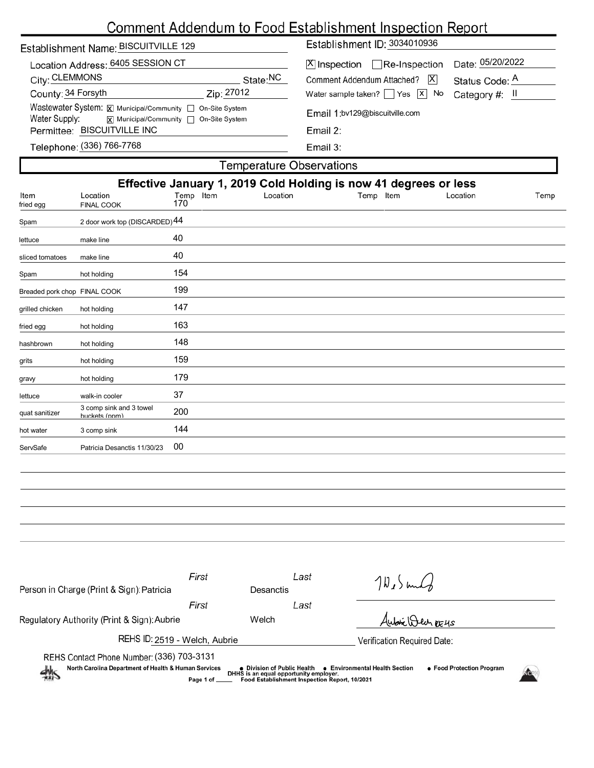# Comment Addendum to Food Establishment Inspection Report

Establishment Name: BISCUITVILLE 129

Location Address: 6405 SESSION CT

City: CLEMMONS State: NC

County: 34 Forsyth Zip: 27012

Wastewater System: [X] Municipal/Community [ ] On-Site System

Water Supply: [X] Municipal/Community [ ] On-Site System

Permittee: BISCUITVILLE INC

Telephone: (336) 766-7768

Establishment ID: 3034010936

[X] Inspection [ ] Re-Inspection Date: 05/20/2022

Comment Addendum Attached? [X] Status Code: A

Water sample taken? [ ] Yes [X] No Category #: II

Email 1: bv129@biscuitville.com

Email 2:

Email 3:

## Temperature Observations

### Effective January 1, 2019 Cold Holding is now 41 degrees or less

| Item | Location | Temp | Item | Location | Temp | Item | Location | Temp |
|---|---|---|---|---|---|---|---|---|
| fried egg | FINAL COOK | 170 | | | | | | |
| Spam | 2 door work top (DISCARDED) | 44 | | | | | | |
| lettuce | make line | 40 | | | | | | |
| sliced tomatoes | make line | 40 | | | | | | |
| Spam | hot holding | 154 | | | | | | |
| Breaded pork chop | FINAL COOK | 199 | | | | | | |
| grilled chicken | hot holding | 147 | | | | | | |
| fried egg | hot holding | 163 | | | | | | |
| hashbrown | hot holding | 148 | | | | | | |
| grits | hot holding | 159 | | | | | | |
| gravy | hot holding | 179 | | | | | | |
| lettuce | walk-in cooler | 37 | | | | | | |
| quat sanitizer | 3 comp sink and 3 towel buckets (ppm) | 200 | | | | | | |
| hot water | 3 comp sink | 144 | | | | | | |
| ServSafe | Patricia Desanctis 11/30/23 | 00 | | | | | | |

Person in Charge (Print & Sign): First: Patricia Last: Desanctis

Regulatory Authority (Print & Sign): First: Aubrie Last: Welch

REHS ID: 2519 - Welch, Aubrie

Verification Required Date:

REHS Contact Phone Number: (336) 703-3131

North Carolina Department of Health & Human Services • Division of Public Health • Environmental Health Section • Food Protection Program

DHHS is an equal opportunity employer.

Food Establishment Inspection Report, 10/2021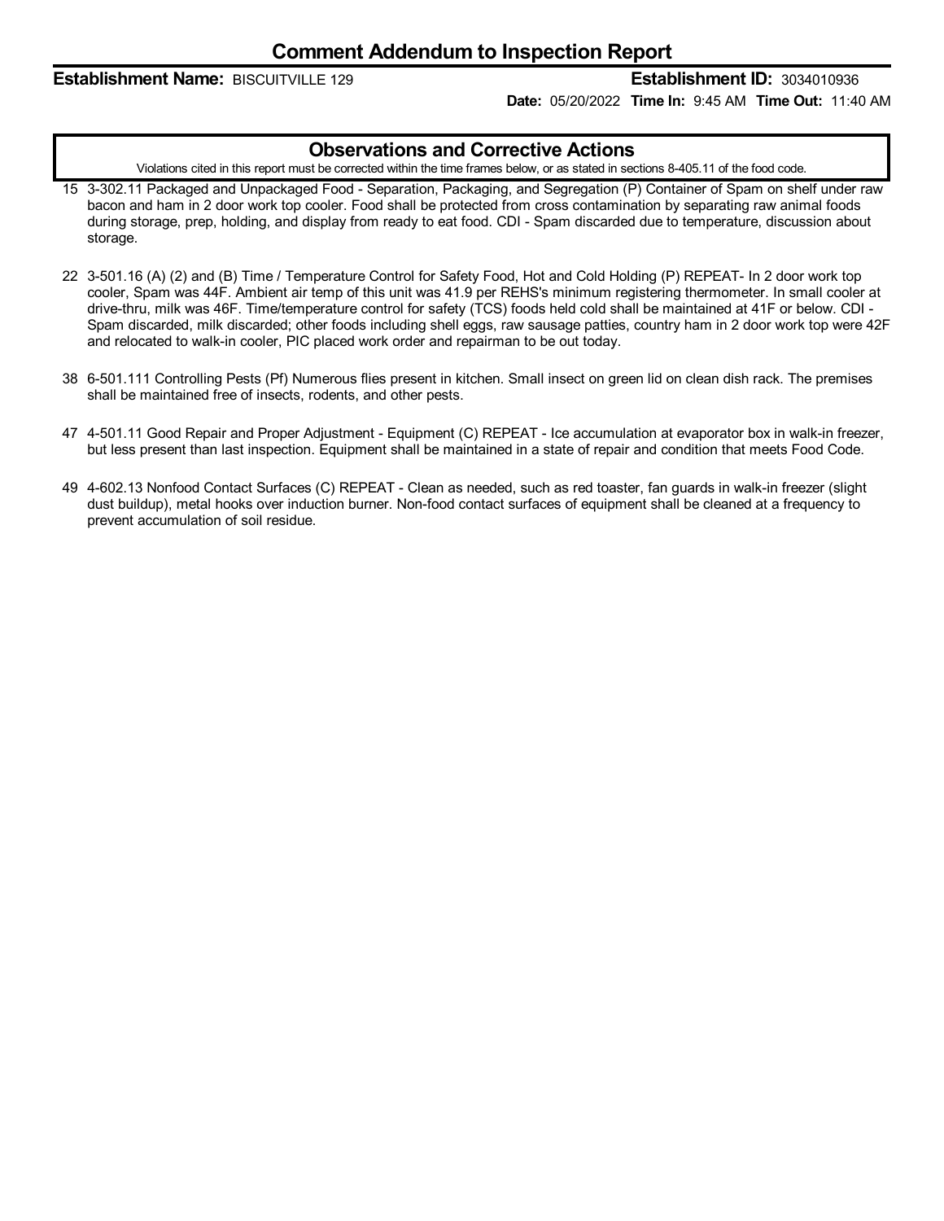# Comment Addendum to Inspection Report

**Establishment Name:** BISCUITVILLE 129 **Establishment ID:** 3034010936

**Date:** 05/20/2022 **Time In:** 9:45 AM **Time Out:** 11:40 AM

## Observations and Corrective Actions

Violations cited in this report must be corrected within the time frames below, or as stated in sections 8-405.11 of the food code.

15 3-302.11 Packaged and Unpackaged Food - Separation, Packaging, and Segregation (P) Container of Spam on shelf under raw bacon and ham in 2 door work top cooler. Food shall be protected from cross contamination by separating raw animal foods during storage, prep, holding, and display from ready to eat food. CDI - Spam discarded due to temperature, discussion about storage.

22 3-501.16 (A) (2) and (B) Time / Temperature Control for Safety Food, Hot and Cold Holding (P) REPEAT- In 2 door work top cooler, Spam was 44F. Ambient air temp of this unit was 41.9 per REHS's minimum registering thermometer. In small cooler at drive-thru, milk was 46F. Time/temperature control for safety (TCS) foods held cold shall be maintained at 41F or below. CDI - Spam discarded, milk discarded; other foods including shell eggs, raw sausage patties, country ham in 2 door work top were 42F and relocated to walk-in cooler, PIC placed work order and repairman to be out today.

38 6-501.111 Controlling Pests (Pf) Numerous flies present in kitchen. Small insect on green lid on clean dish rack. The premises shall be maintained free of insects, rodents, and other pests.

47 4-501.11 Good Repair and Proper Adjustment - Equipment (C) REPEAT - Ice accumulation at evaporator box in walk-in freezer, but less present than last inspection. Equipment shall be maintained in a state of repair and condition that meets Food Code.

49 4-602.13 Nonfood Contact Surfaces (C) REPEAT - Clean as needed, such as red toaster, fan guards in walk-in freezer (slight dust buildup), metal hooks over induction burner. Non-food contact surfaces of equipment shall be cleaned at a frequency to prevent accumulation of soil residue.